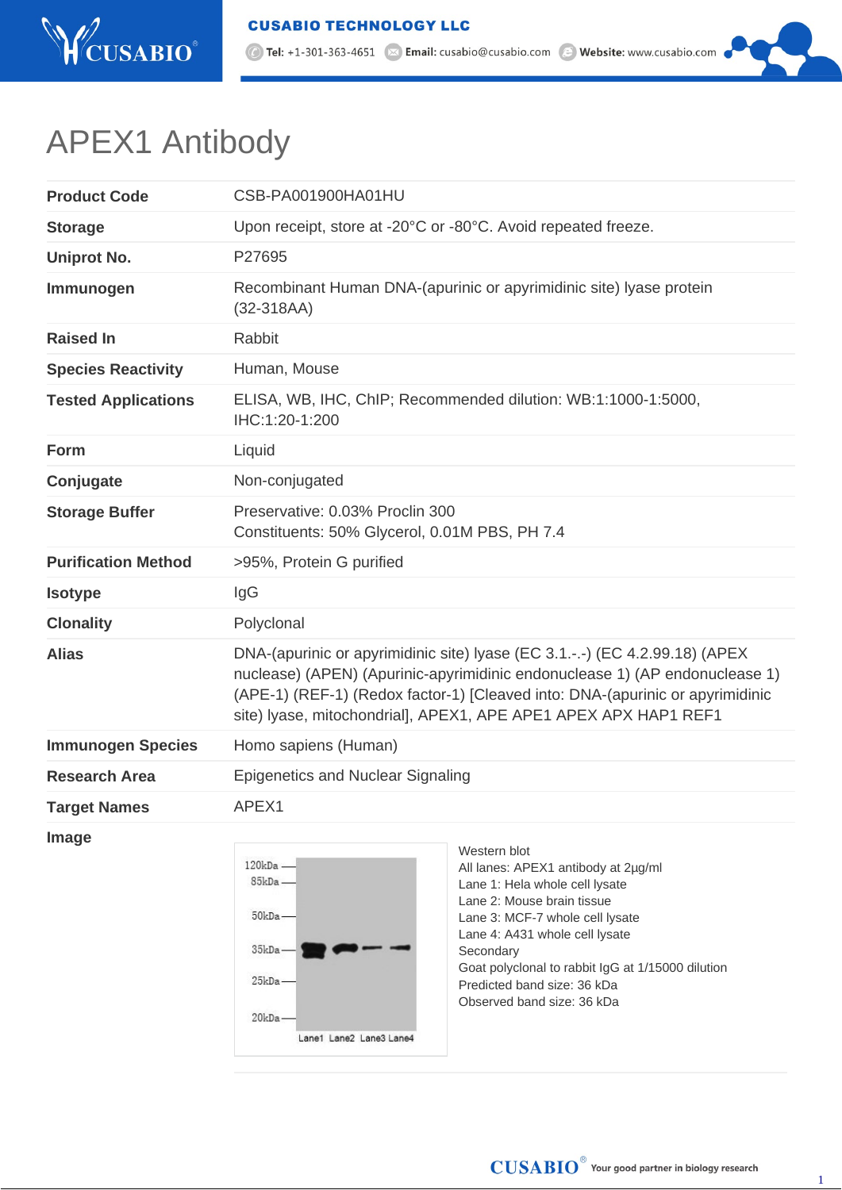# APEX1 Antibody

| | |
|---|---|
| **Product Code** | CSB-PA001900HA01HU |
| **Storage** | Upon receipt, store at -20°C or -80°C. Avoid repeated freeze. |
| **Uniprot No.** | P27695 |
| **Immunogen** | Recombinant Human DNA-(apurinic or apyrimidinic site) lyase protein (32-318AA) |
| **Raised In** | Rabbit |
| **Species Reactivity** | Human, Mouse |
| **Tested Applications** | ELISA, WB, IHC, ChIP; Recommended dilution: WB:1:1000-1:5000, IHC:1:20-1:200 |
| **Form** | Liquid |
| **Conjugate** | Non-conjugated |
| **Storage Buffer** | Preservative: 0.03% Proclin 300<br>Constituents: 50% Glycerol, 0.01M PBS, PH 7.4 |
| **Purification Method** | >95%, Protein G purified |
| **Isotype** | IgG |
| **Clonality** | Polyclonal |
| **Alias** | DNA-(apurinic or apyrimidinic site) lyase (EC 3.1.-.-) (EC 4.2.99.18) (APEX nuclease) (APEN) (Apurinic-apyrimidinic endonuclease 1) (AP endonuclease 1) (APE-1) (REF-1) (Redox factor-1) [Cleaved into: DNA-(apurinic or apyrimidinic site) lyase, mitochondrial], APEX1, APE APE1 APEX APX HAP1 REF1 |
| **Immunogen Species** | Homo sapiens (Human) |
| **Research Area** | Epigenetics and Nuclear Signaling |
| **Target Names** | APEX1 |
| **Image** | |

Western blot
All lanes: APEX1 antibody at 2µg/ml
Lane 1: Hela whole cell lysate
Lane 2: Mouse brain tissue
Lane 3: MCF-7 whole cell lysate
Lane 4: A431 whole cell lysate
Secondary
Goat polyclonal to rabbit IgG at 1/15000 dilution
Predicted band size: 36 kDa
Observed band size: 36 kDa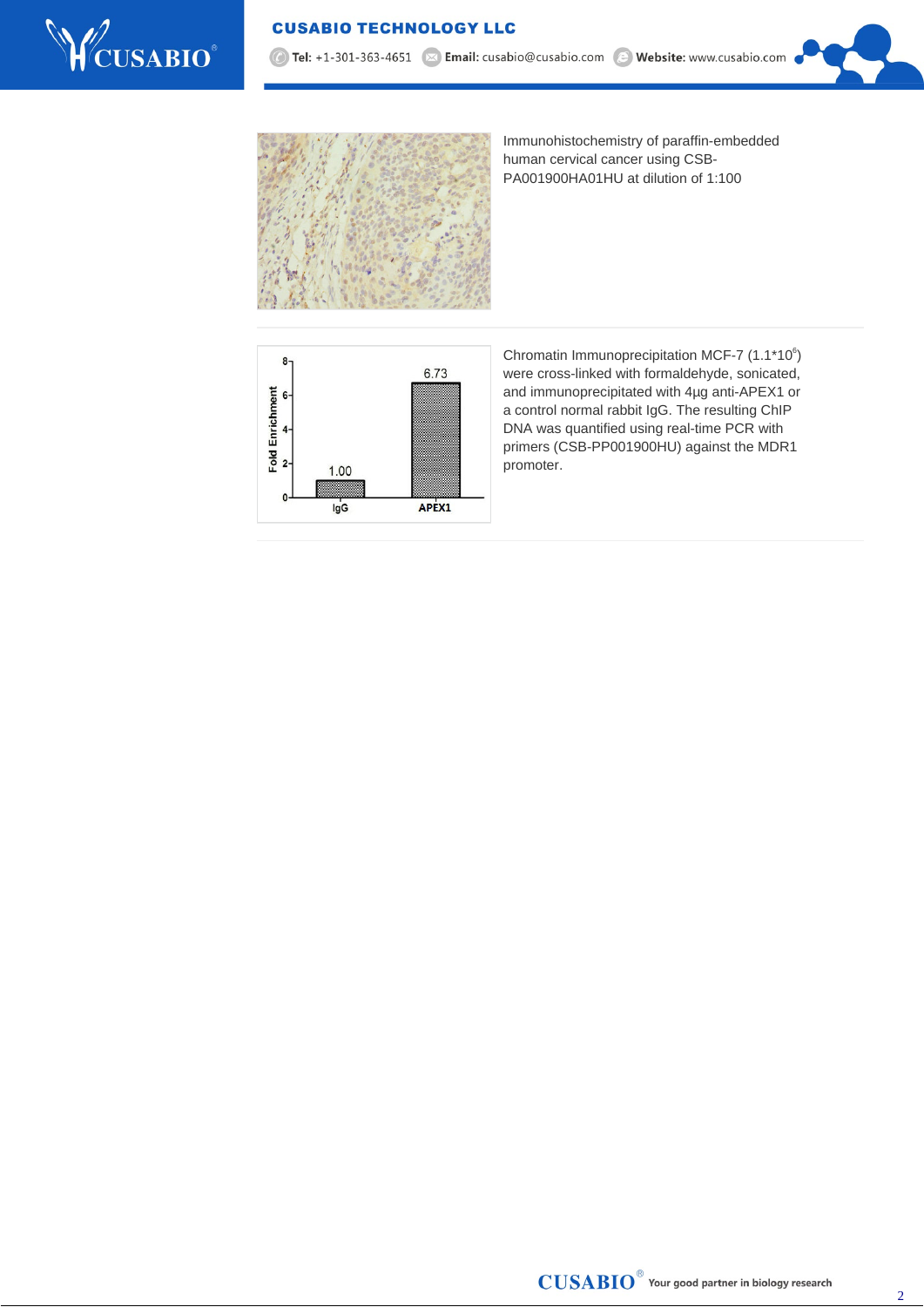Immunohistochemistry of paraffin-embedded human cervical cancer using CSB-PA001900HA01HU at dilution of 1:100

Fold Enrichment
8
6
4
2
0
1.00
6.73
IgG
APEX1

Chromatin Immunoprecipitation MCF-7 ($1.1*10^6$) were cross-linked with formaldehyde, sonicated, and immunoprecipitated with 4μg anti-APEX1 or a control normal rabbit IgG. The resulting ChIP DNA was quantified using real-time PCR with primers (CSB-PP001900HU) against the MDR1 promoter.